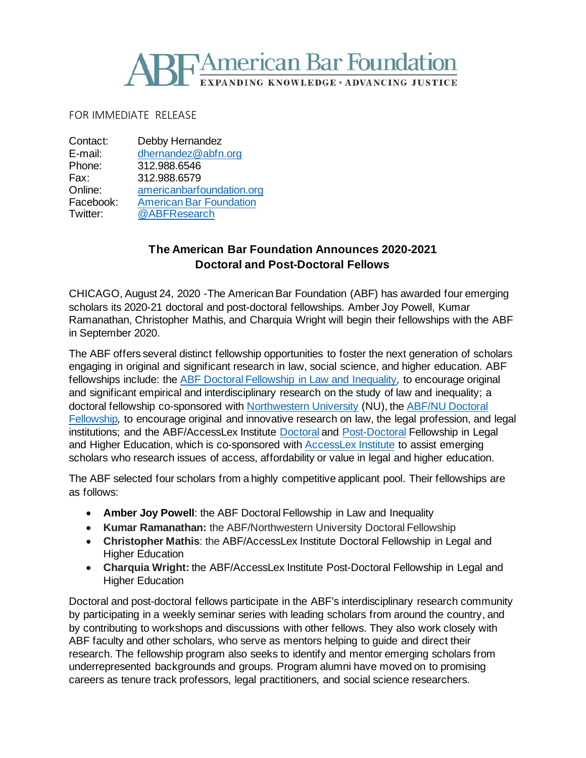American Bar Foundation
EXPANDING KNOWLEDGE • ADVANCING JUSTICE

FOR IMMEDIATE RELEASE

Contact: Debby Hernandez
E-mail: dhernandez@abfn.org
Phone: 312.988.6546
Fax: 312.988.6579
Online: americanbarfoundation.org
Facebook: American Bar Foundation
Twitter: @ABFResearch

## The American Bar Foundation Announces 2020-2021 Doctoral and Post-Doctoral Fellows

CHICAGO, August 24, 2020 -The American Bar Foundation (ABF) has awarded four emerging scholars its 2020-21 doctoral and post-doctoral fellowships. Amber Joy Powell, Kumar Ramanathan, Christopher Mathis, and Charquia Wright will begin their fellowships with the ABF in September 2020.

The ABF offers several distinct fellowship opportunities to foster the next generation of scholars engaging in original and significant research in law, social science, and higher education. ABF fellowships include: the ABF Doctoral Fellowship in Law and Inequality, to encourage original and significant empirical and interdisciplinary research on the study of law and inequality; a doctoral fellowship co-sponsored with Northwestern University (NU), the ABF/NU Doctoral Fellowship, to encourage original and innovative research on law, the legal profession, and legal institutions; and the ABF/AccessLex Institute Doctoral and Post-Doctoral Fellowship in Legal and Higher Education, which is co-sponsored with AccessLex Institute to assist emerging scholars who research issues of access, affordability or value in legal and higher education.

The ABF selected four scholars from a highly competitive applicant pool. Their fellowships are as follows:

- **Amber Joy Powell**: the ABF Doctoral Fellowship in Law and Inequality
- **Kumar Ramanathan:** the ABF/Northwestern University Doctoral Fellowship
- **Christopher Mathis**: the ABF/AccessLex Institute Doctoral Fellowship in Legal and Higher Education
- **Charquia Wright:** the ABF/AccessLex Institute Post-Doctoral Fellowship in Legal and Higher Education

Doctoral and post-doctoral fellows participate in the ABF's interdisciplinary research community by participating in a weekly seminar series with leading scholars from around the country, and by contributing to workshops and discussions with other fellows. They also work closely with ABF faculty and other scholars, who serve as mentors helping to guide and direct their research. The fellowship program also seeks to identify and mentor emerging scholars from underrepresented backgrounds and groups. Program alumni have moved on to promising careers as tenure track professors, legal practitioners, and social science researchers.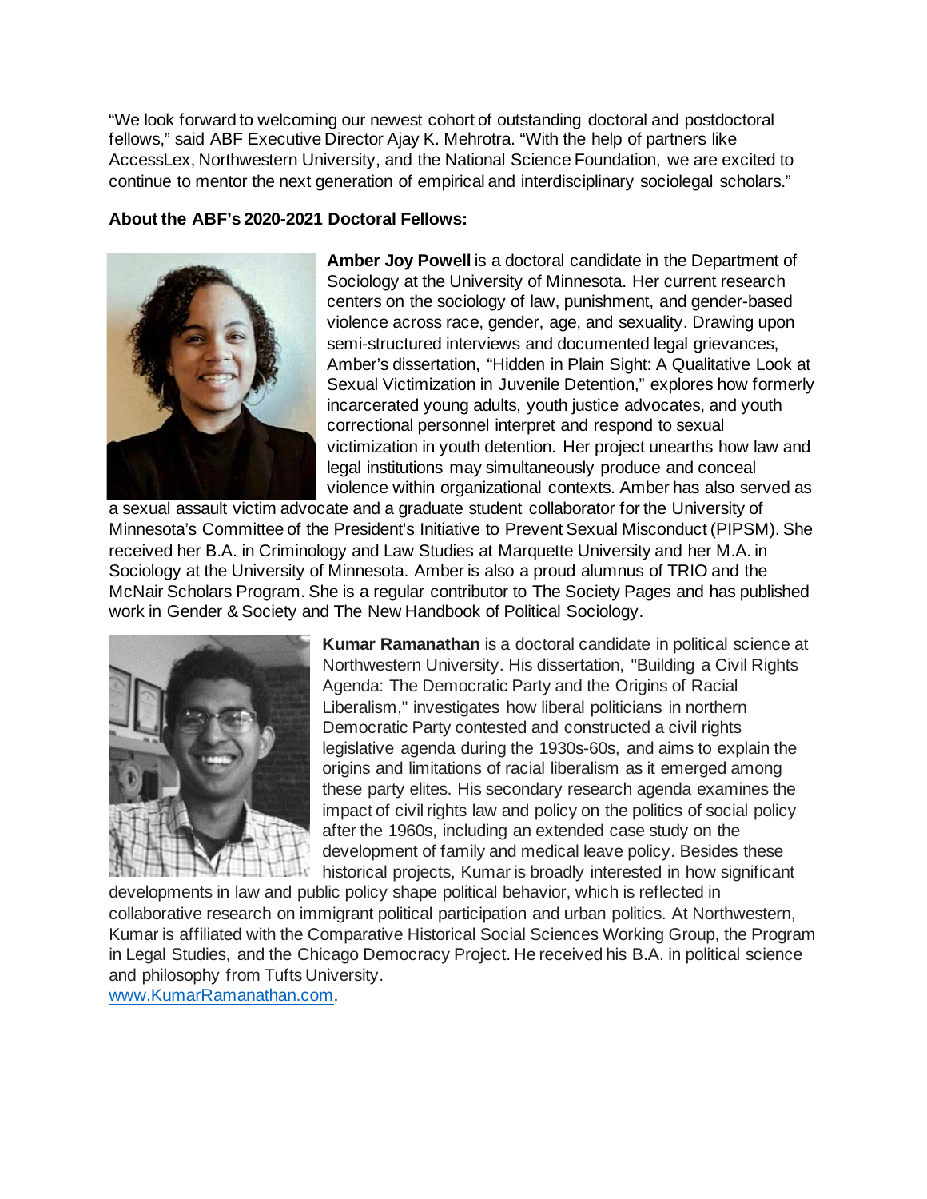"We look forward to welcoming our newest cohort of outstanding doctoral and postdoctoral fellows," said ABF Executive Director Ajay K. Mehrotra. "With the help of partners like AccessLex, Northwestern University, and the National Science Foundation, we are excited to continue to mentor the next generation of empirical and interdisciplinary sociolegal scholars."

**About the ABF's 2020-2021 Doctoral Fellows:**

**Amber Joy Powell** is a doctoral candidate in the Department of Sociology at the University of Minnesota. Her current research centers on the sociology of law, punishment, and gender-based violence across race, gender, age, and sexuality. Drawing upon semi-structured interviews and documented legal grievances, Amber's dissertation, "Hidden in Plain Sight: A Qualitative Look at Sexual Victimization in Juvenile Detention," explores how formerly incarcerated young adults, youth justice advocates, and youth correctional personnel interpret and respond to sexual victimization in youth detention. Her project unearths how law and legal institutions may simultaneously produce and conceal violence within organizational contexts. Amber has also served as a sexual assault victim advocate and a graduate student collaborator for the University of Minnesota's Committee of the President's Initiative to Prevent Sexual Misconduct (PIPSM). She received her B.A. in Criminology and Law Studies at Marquette University and her M.A. in Sociology at the University of Minnesota. Amber is also a proud alumnus of TRIO and the McNair Scholars Program. She is a regular contributor to The Society Pages and has published work in Gender & Society and The New Handbook of Political Sociology.

**Kumar Ramanathan** is a doctoral candidate in political science at Northwestern University. His dissertation, "Building a Civil Rights Agenda: The Democratic Party and the Origins of Racial Liberalism," investigates how liberal politicians in northern Democratic Party contested and constructed a civil rights legislative agenda during the 1930s-60s, and aims to explain the origins and limitations of racial liberalism as it emerged among these party elites. His secondary research agenda examines the impact of civil rights law and policy on the politics of social policy after the 1960s, including an extended case study on the development of family and medical leave policy. Besides these historical projects, Kumar is broadly interested in how significant developments in law and public policy shape political behavior, which is reflected in collaborative research on immigrant political participation and urban politics. At Northwestern, Kumar is affiliated with the Comparative Historical Social Sciences Working Group, the Program in Legal Studies, and the Chicago Democracy Project. He received his B.A. in political science and philosophy from Tufts University.
[www.KumarRamanathan.com](http://www.KumarRamanathan.com).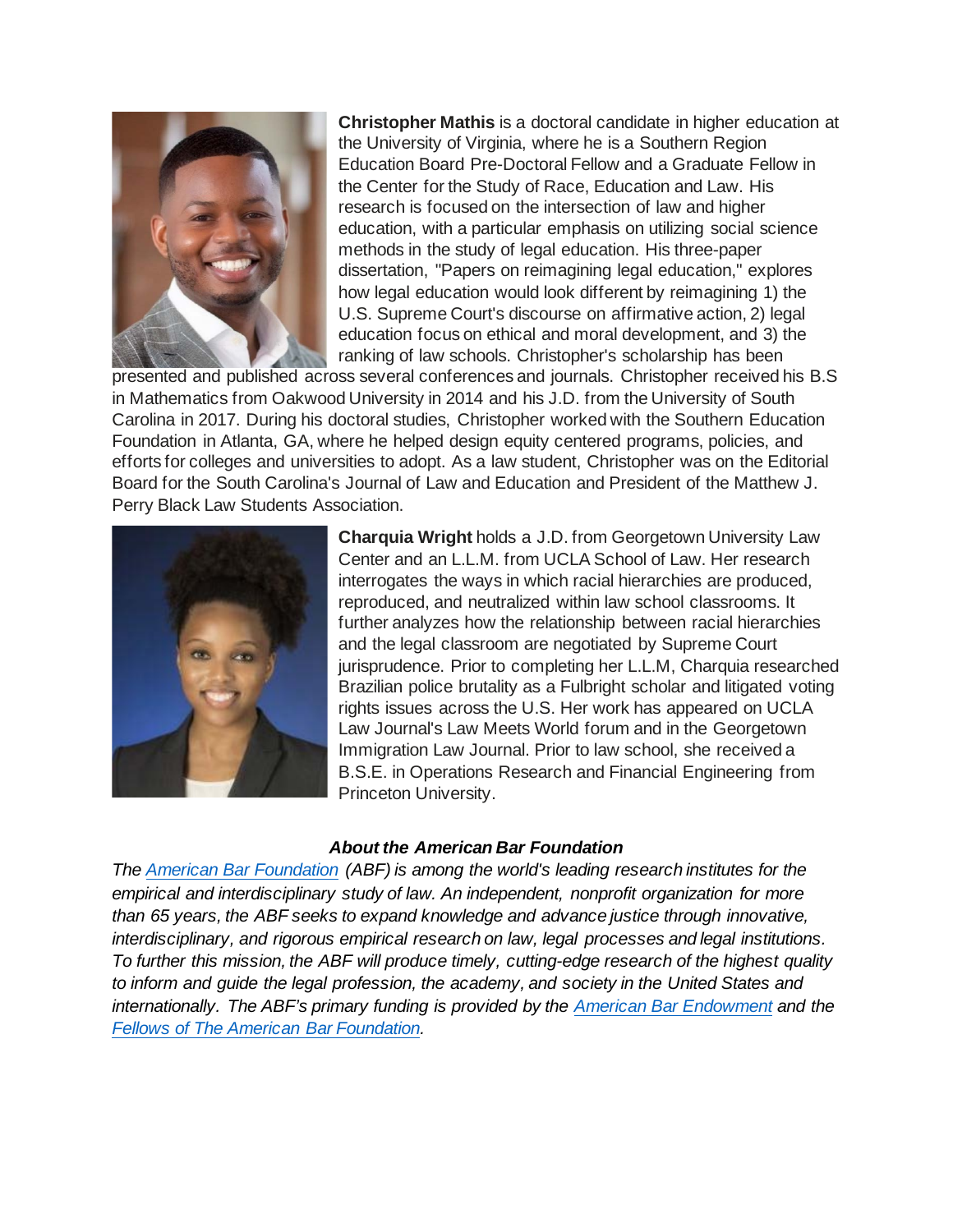**Christopher Mathis** is a doctoral candidate in higher education at the University of Virginia, where he is a Southern Region Education Board Pre-Doctoral Fellow and a Graduate Fellow in the Center for the Study of Race, Education and Law. His research is focused on the intersection of law and higher education, with a particular emphasis on utilizing social science methods in the study of legal education. His three-paper dissertation, "Papers on reimagining legal education," explores how legal education would look different by reimagining 1) the U.S. Supreme Court's discourse on affirmative action, 2) legal education focus on ethical and moral development, and 3) the ranking of law schools. Christopher's scholarship has been presented and published across several conferences and journals. Christopher received his B.S in Mathematics from Oakwood University in 2014 and his J.D. from the University of South Carolina in 2017. During his doctoral studies, Christopher worked with the Southern Education Foundation in Atlanta, GA, where he helped design equity centered programs, policies, and efforts for colleges and universities to adopt. As a law student, Christopher was on the Editorial Board for the South Carolina's Journal of Law and Education and President of the Matthew J. Perry Black Law Students Association.

**Charquia Wright** holds a J.D. from Georgetown University Law Center and an L.L.M. from UCLA School of Law. Her research interrogates the ways in which racial hierarchies are produced, reproduced, and neutralized within law school classrooms. It further analyzes how the relationship between racial hierarchies and the legal classroom are negotiated by Supreme Court jurisprudence. Prior to completing her L.L.M, Charquia researched Brazilian police brutality as a Fulbright scholar and litigated voting rights issues across the U.S. Her work has appeared on UCLA Law Journal's Law Meets World forum and in the Georgetown Immigration Law Journal. Prior to law school, she received a B.S.E. in Operations Research and Financial Engineering from Princeton University.

***About the American Bar Foundation***

*The American Bar Foundation (ABF) is among the world's leading research institutes for the empirical and interdisciplinary study of law. An independent, nonprofit organization for more than 65 years, the ABF seeks to expand knowledge and advance justice through innovative, interdisciplinary, and rigorous empirical research on law, legal processes and legal institutions. To further this mission, the ABF will produce timely, cutting-edge research of the highest quality to inform and guide the legal profession, the academy, and society in the United States and internationally. The ABF's primary funding is provided by the American Bar Endowment and the Fellows of The American Bar Foundation.*